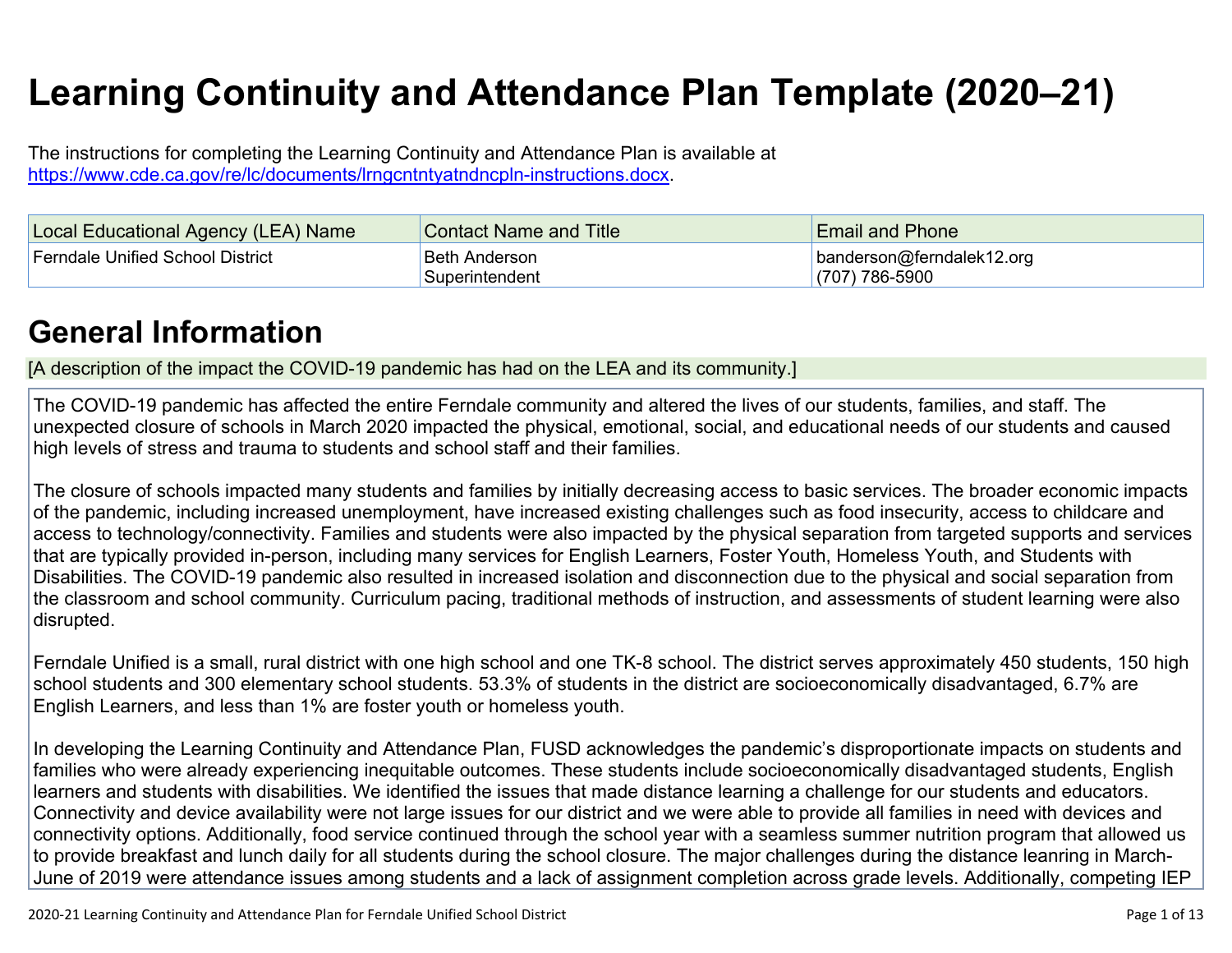# Learning Continuity and Attendance Plan Template (2020–21)

The instructions for completing the Learning Continuity and Attendance Plan is available at https://www.cde.ca.gov/re/lc/documents/lrngcntntyatndncpln-instructions.docx.

| Local Educational Agency (LEA) Name | Contact Name and Title | Email and Phone |
|---|---|---|
| Ferndale Unified School District | Beth Anderson<br>Superintendent | banderson@ferndalek12.org<br>(707) 786-5900 |

# General Information

[A description of the impact the COVID-19 pandemic has had on the LEA and its community.]

The COVID-19 pandemic has affected the entire Ferndale community and altered the lives of our students, families, and staff. The unexpected closure of schools in March 2020 impacted the physical, emotional, social, and educational needs of our students and caused high levels of stress and trauma to students and school staff and their families.

The closure of schools impacted many students and families by initially decreasing access to basic services. The broader economic impacts of the pandemic, including increased unemployment, have increased existing challenges such as food insecurity, access to childcare and access to technology/connectivity. Families and students were also impacted by the physical separation from targeted supports and services that are typically provided in-person, including many services for English Learners, Foster Youth, Homeless Youth, and Students with Disabilities. The COVID-19 pandemic also resulted in increased isolation and disconnection due to the physical and social separation from the classroom and school community. Curriculum pacing, traditional methods of instruction, and assessments of student learning were also disrupted.

Ferndale Unified is a small, rural district with one high school and one TK-8 school. The district serves approximately 450 students, 150 high school students and 300 elementary school students. 53.3% of students in the district are socioeconomically disadvantaged, 6.7% are English Learners, and less than 1% are foster youth or homeless youth.

In developing the Learning Continuity and Attendance Plan, FUSD acknowledges the pandemic's disproportionate impacts on students and families who were already experiencing inequitable outcomes. These students include socioeconomically disadvantaged students, English learners and students with disabilities. We identified the issues that made distance learning a challenge for our students and educators. Connectivity and device availability were not large issues for our district and we were able to provide all families in need with devices and connectivity options. Additionally, food service continued through the school year with a seamless summer nutrition program that allowed us to provide breakfast and lunch daily for all students during the school closure. The major challenges during the distance leanring in March-June of 2019 were attendance issues among students and a lack of assignment completion across grade levels. Additionally, competing IEP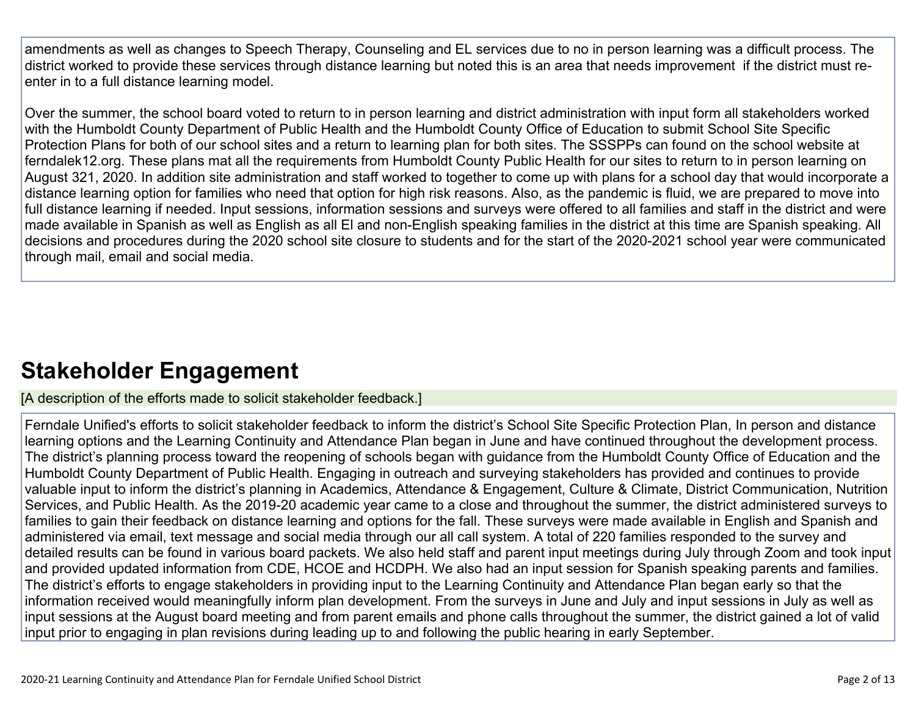amendments as well as changes to Speech Therapy, Counseling and EL services due to no in person learning was a difficult process. The district worked to provide these services through distance learning but noted this is an area that needs improvement if the district must re-enter in to a full distance learning model.

Over the summer, the school board voted to return to in person learning and district administration with input form all stakeholders worked with the Humboldt County Department of Public Health and the Humboldt County Office of Education to submit School Site Specific Protection Plans for both of our school sites and a return to learning plan for both sites. The SSSPPs can found on the school website at ferndalek12.org. These plans mat all the requirements from Humboldt County Public Health for our sites to return to in person learning on August 321, 2020. In addition site administration and staff worked to together to come up with plans for a school day that would incorporate a distance learning option for families who need that option for high risk reasons. Also, as the pandemic is fluid, we are prepared to move into full distance learning if needed. Input sessions, information sessions and surveys were offered to all families and staff in the district and were made available in Spanish as well as English as all El and non-English speaking families in the district at this time are Spanish speaking. All decisions and procedures during the 2020 school site closure to students and for the start of the 2020-2021 school year were communicated through mail, email and social media.

# Stakeholder Engagement

[A description of the efforts made to solicit stakeholder feedback.]

Ferndale Unified's efforts to solicit stakeholder feedback to inform the district's School Site Specific Protection Plan, In person and distance learning options and the Learning Continuity and Attendance Plan began in June and have continued throughout the development process. The district's planning process toward the reopening of schools began with guidance from the Humboldt County Office of Education and the Humboldt County Department of Public Health. Engaging in outreach and surveying stakeholders has provided and continues to provide valuable input to inform the district's planning in Academics, Attendance & Engagement, Culture & Climate, District Communication, Nutrition Services, and Public Health. As the 2019-20 academic year came to a close and throughout the summer, the district administered surveys to families to gain their feedback on distance learning and options for the fall. These surveys were made available in English and Spanish and administered via email, text message and social media through our all call system. A total of 220 families responded to the survey and detailed results can be found in various board packets. We also held staff and parent input meetings during July through Zoom and took input and provided updated information from CDE, HCOE and HCDPH. We also had an input session for Spanish speaking parents and families. The district's efforts to engage stakeholders in providing input to the Learning Continuity and Attendance Plan began early so that the information received would meaningfully inform plan development. From the surveys in June and July and input sessions in July as well as input sessions at the August board meeting and from parent emails and phone calls throughout the summer, the district gained a lot of valid input prior to engaging in plan revisions during leading up to and following the public hearing in early September.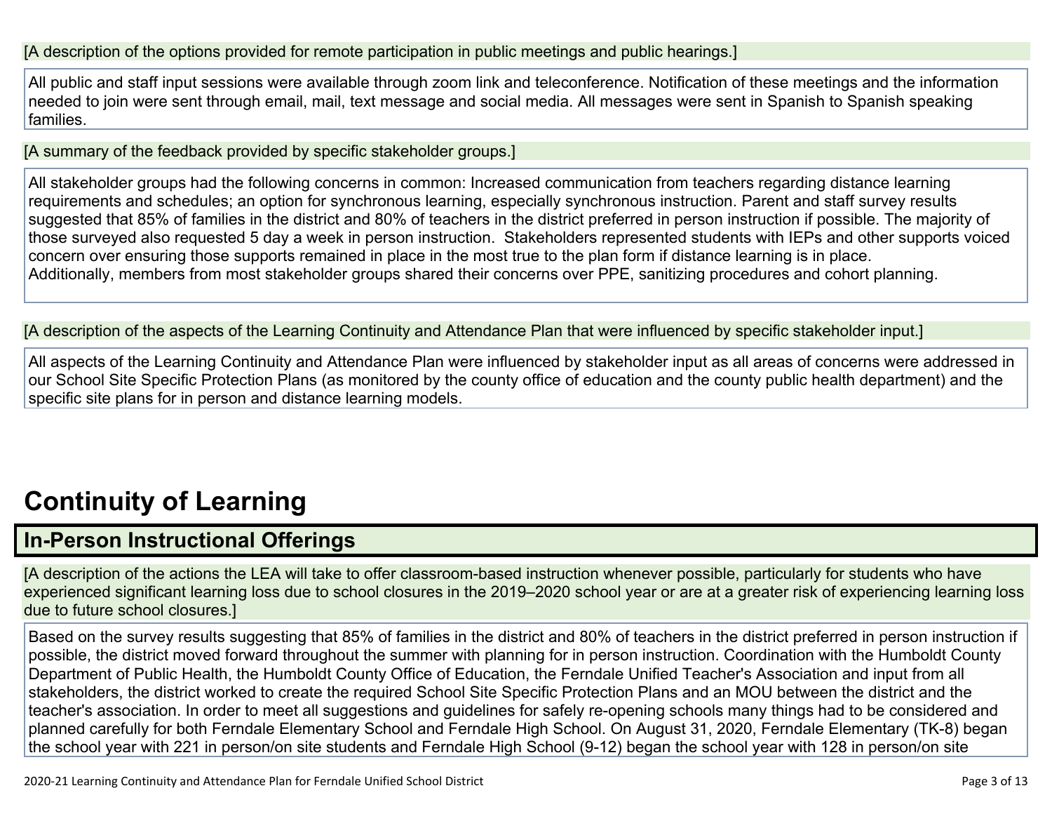[A description of the options provided for remote participation in public meetings and public hearings.]

All public and staff input sessions were available through zoom link and teleconference. Notification of these meetings and the information needed to join were sent through email, mail, text message and social media. All messages were sent in Spanish to Spanish speaking families.

[A summary of the feedback provided by specific stakeholder groups.]

All stakeholder groups had the following concerns in common: Increased communication from teachers regarding distance learning requirements and schedules; an option for synchronous learning, especially synchronous instruction. Parent and staff survey results suggested that 85% of families in the district and 80% of teachers in the district preferred in person instruction if possible. The majority of those surveyed also requested 5 day a week in person instruction. Stakeholders represented students with IEPs and other supports voiced concern over ensuring those supports remained in place in the most true to the plan form if distance learning is in place.
Additionally, members from most stakeholder groups shared their concerns over PPE, sanitizing procedures and cohort planning.

[A description of the aspects of the Learning Continuity and Attendance Plan that were influenced by specific stakeholder input.]

All aspects of the Learning Continuity and Attendance Plan were influenced by stakeholder input as all areas of concerns were addressed in our School Site Specific Protection Plans (as monitored by the county office of education and the county public health department) and the specific site plans for in person and distance learning models.

# Continuity of Learning

## In-Person Instructional Offerings

[A description of the actions the LEA will take to offer classroom-based instruction whenever possible, particularly for students who have experienced significant learning loss due to school closures in the 2019–2020 school year or are at a greater risk of experiencing learning loss due to future school closures.]

Based on the survey results suggesting that 85% of families in the district and 80% of teachers in the district preferred in person instruction if possible, the district moved forward throughout the summer with planning for in person instruction. Coordination with the Humboldt County Department of Public Health, the Humboldt County Office of Education, the Ferndale Unified Teacher's Association and input from all stakeholders, the district worked to create the required School Site Specific Protection Plans and an MOU between the district and the teacher's association. In order to meet all suggestions and guidelines for safely re-opening schools many things had to be considered and planned carefully for both Ferndale Elementary School and Ferndale High School. On August 31, 2020, Ferndale Elementary (TK-8) began the school year with 221 in person/on site students and Ferndale High School (9-12) began the school year with 128 in person/on site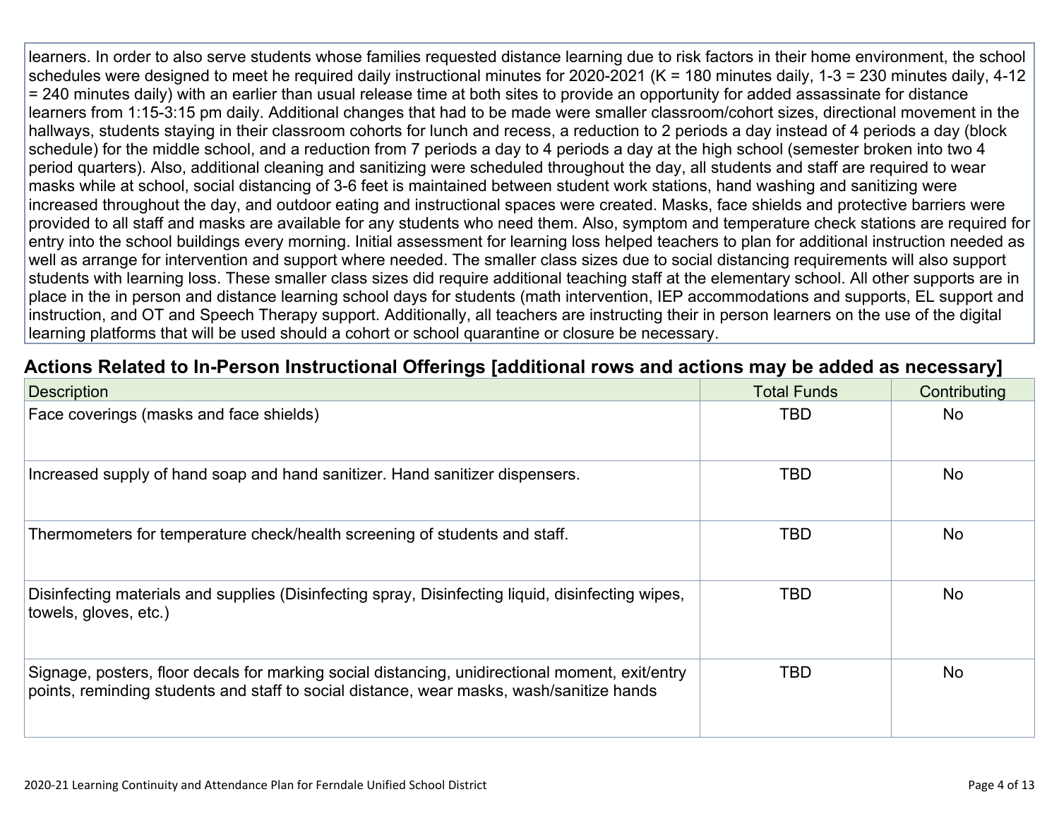learners. In order to also serve students whose families requested distance learning due to risk factors in their home environment, the school schedules were designed to meet he required daily instructional minutes for 2020-2021 (K = 180 minutes daily, 1-3 = 230 minutes daily, 4-12 = 240 minutes daily) with an earlier than usual release time at both sites to provide an opportunity for added assassinate for distance learners from 1:15-3:15 pm daily. Additional changes that had to be made were smaller classroom/cohort sizes, directional movement in the hallways, students staying in their classroom cohorts for lunch and recess, a reduction to 2 periods a day instead of 4 periods a day (block schedule) for the middle school, and a reduction from 7 periods a day to 4 periods a day at the high school (semester broken into two 4 period quarters). Also, additional cleaning and sanitizing were scheduled throughout the day, all students and staff are required to wear masks while at school, social distancing of 3-6 feet is maintained between student work stations, hand washing and sanitizing were increased throughout the day, and outdoor eating and instructional spaces were created. Masks, face shields and protective barriers were provided to all staff and masks are available for any students who need them. Also, symptom and temperature check stations are required for entry into the school buildings every morning. Initial assessment for learning loss helped teachers to plan for additional instruction needed as well as arrange for intervention and support where needed. The smaller class sizes due to social distancing requirements will also support students with learning loss. These smaller class sizes did require additional teaching staff at the elementary school. All other supports are in place in the in person and distance learning school days for students (math intervention, IEP accommodations and supports, EL support and instruction, and OT and Speech Therapy support. Additionally, all teachers are instructing their in person learners on the use of the digital learning platforms that will be used should a cohort or school quarantine or closure be necessary.

## Actions Related to In-Person Instructional Offerings [additional rows and actions may be added as necessary]

| Description | Total Funds | Contributing |
|---|---|---|
| Face coverings (masks and face shields) | TBD | No |
| Increased supply of hand soap and hand sanitizer. Hand sanitizer dispensers. | TBD | No |
| Thermometers for temperature check/health screening of students and staff. | TBD | No |
| Disinfecting materials and supplies (Disinfecting spray, Disinfecting liquid, disinfecting wipes, towels, gloves, etc.) | TBD | No |
| Signage, posters, floor decals for marking social distancing, unidirectional moment, exit/entry points, reminding students and staff to social distance, wear masks, wash/sanitize hands | TBD | No |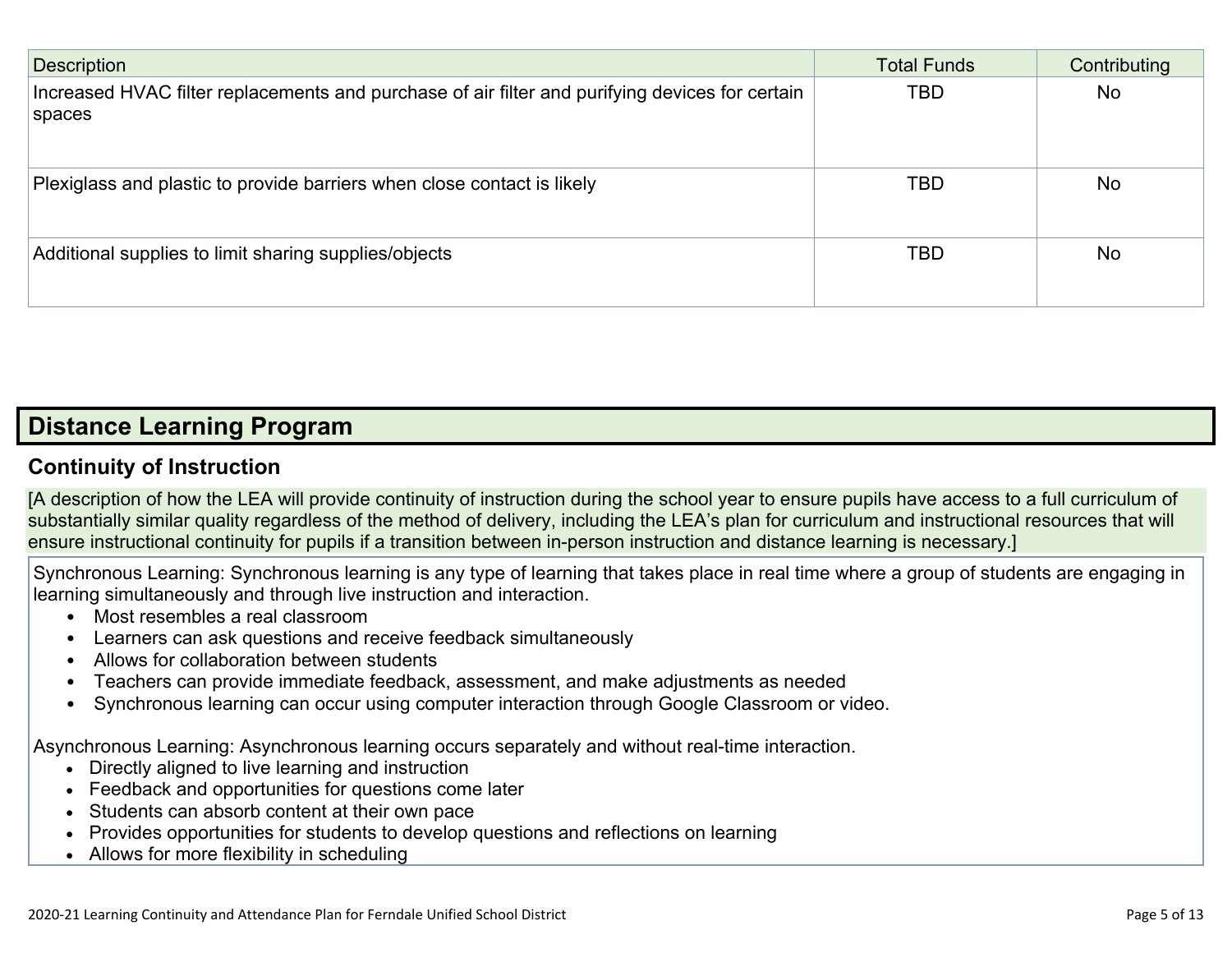| Description | Total Funds | Contributing |
|---|---|---|
| Increased HVAC filter replacements and purchase of air filter and purifying devices for certain spaces | TBD | No |
| Plexiglass and plastic to provide barriers when close contact is likely | TBD | No |
| Additional supplies to limit sharing supplies/objects | TBD | No |

## Distance Learning Program

### Continuity of Instruction

[A description of how the LEA will provide continuity of instruction during the school year to ensure pupils have access to a full curriculum of substantially similar quality regardless of the method of delivery, including the LEA's plan for curriculum and instructional resources that will ensure instructional continuity for pupils if a transition between in-person instruction and distance learning is necessary.]

Synchronous Learning: Synchronous learning is any type of learning that takes place in real time where a group of students are engaging in learning simultaneously and through live instruction and interaction.

- Most resembles a real classroom
- Learners can ask questions and receive feedback simultaneously
- Allows for collaboration between students
- Teachers can provide immediate feedback, assessment, and make adjustments as needed
- Synchronous learning can occur using computer interaction through Google Classroom or video.

Asynchronous Learning: Asynchronous learning occurs separately and without real-time interaction.

- Directly aligned to live learning and instruction
- Feedback and opportunities for questions come later
- Students can absorb content at their own pace
- Provides opportunities for students to develop questions and reflections on learning
- Allows for more flexibility in scheduling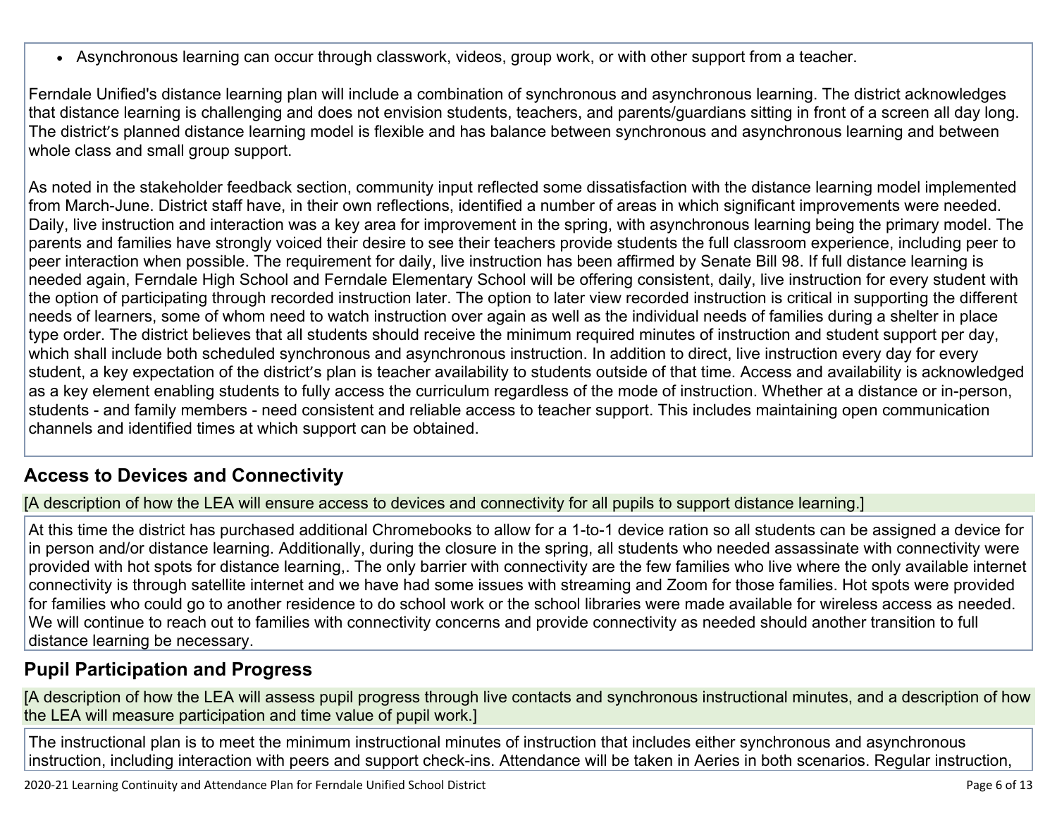- Asynchronous learning can occur through classwork, videos, group work, or with other support from a teacher.

Ferndale Unified's distance learning plan will include a combination of synchronous and asynchronous learning. The district acknowledges that distance learning is challenging and does not envision students, teachers, and parents/guardians sitting in front of a screen all day long. The district's planned distance learning model is flexible and has balance between synchronous and asynchronous learning and between whole class and small group support.

As noted in the stakeholder feedback section, community input reflected some dissatisfaction with the distance learning model implemented from March-June. District staff have, in their own reflections, identified a number of areas in which significant improvements were needed. Daily, live instruction and interaction was a key area for improvement in the spring, with asynchronous learning being the primary model. The parents and families have strongly voiced their desire to see their teachers provide students the full classroom experience, including peer to peer interaction when possible. The requirement for daily, live instruction has been affirmed by Senate Bill 98. If full distance learning is needed again, Ferndale High School and Ferndale Elementary School will be offering consistent, daily, live instruction for every student with the option of participating through recorded instruction later. The option to later view recorded instruction is critical in supporting the different needs of learners, some of whom need to watch instruction over again as well as the individual needs of families during a shelter in place type order. The district believes that all students should receive the minimum required minutes of instruction and student support per day, which shall include both scheduled synchronous and asynchronous instruction. In addition to direct, live instruction every day for every student, a key expectation of the district's plan is teacher availability to students outside of that time. Access and availability is acknowledged as a key element enabling students to fully access the curriculum regardless of the mode of instruction. Whether at a distance or in-person, students - and family members - need consistent and reliable access to teacher support. This includes maintaining open communication channels and identified times at which support can be obtained.

## Access to Devices and Connectivity

[A description of how the LEA will ensure access to devices and connectivity for all pupils to support distance learning.]

At this time the district has purchased additional Chromebooks to allow for a 1-to-1 device ration so all students can be assigned a device for in person and/or distance learning. Additionally, during the closure in the spring, all students who needed assassinate with connectivity were provided with hot spots for distance learning,. The only barrier with connectivity are the few families who live where the only available internet connectivity is through satellite internet and we have had some issues with streaming and Zoom for those families. Hot spots were provided for families who could go to another residence to do school work or the school libraries were made available for wireless access as needed. We will continue to reach out to families with connectivity concerns and provide connectivity as needed should another transition to full distance learning be necessary.

## Pupil Participation and Progress

[A description of how the LEA will assess pupil progress through live contacts and synchronous instructional minutes, and a description of how the LEA will measure participation and time value of pupil work.]

The instructional plan is to meet the minimum instructional minutes of instruction that includes either synchronous and asynchronous instruction, including interaction with peers and support check-ins. Attendance will be taken in Aeries in both scenarios. Regular instruction,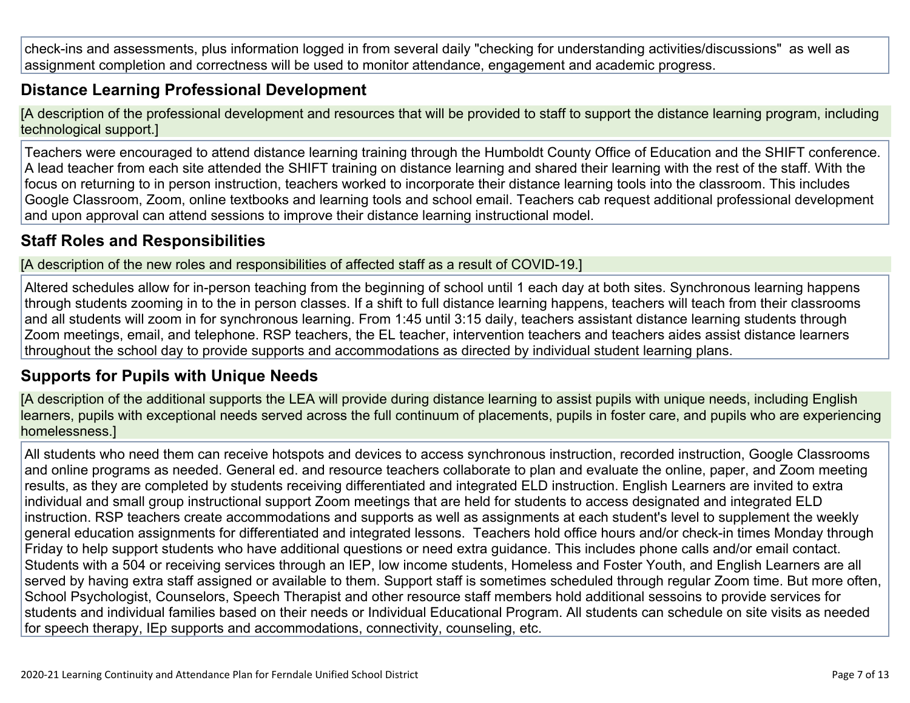check-ins and assessments, plus information logged in from several daily "checking for understanding activities/discussions" as well as assignment completion and correctness will be used to monitor attendance, engagement and academic progress.

## Distance Learning Professional Development

[A description of the professional development and resources that will be provided to staff to support the distance learning program, including technological support.]

Teachers were encouraged to attend distance learning training through the Humboldt County Office of Education and the SHIFT conference. A lead teacher from each site attended the SHIFT training on distance learning and shared their learning with the rest of the staff. With the focus on returning to in person instruction, teachers worked to incorporate their distance learning tools into the classroom. This includes Google Classroom, Zoom, online textbooks and learning tools and school email. Teachers cab request additional professional development and upon approval can attend sessions to improve their distance learning instructional model.

## Staff Roles and Responsibilities

[A description of the new roles and responsibilities of affected staff as a result of COVID-19.]

Altered schedules allow for in-person teaching from the beginning of school until 1 each day at both sites. Synchronous learning happens through students zooming in to the in person classes. If a shift to full distance learning happens, teachers will teach from their classrooms and all students will zoom in for synchronous learning. From 1:45 until 3:15 daily, teachers assistant distance learning students through Zoom meetings, email, and telephone. RSP teachers, the EL teacher, intervention teachers and teachers aides assist distance learners throughout the school day to provide supports and accommodations as directed by individual student learning plans.

## Supports for Pupils with Unique Needs

[A description of the additional supports the LEA will provide during distance learning to assist pupils with unique needs, including English learners, pupils with exceptional needs served across the full continuum of placements, pupils in foster care, and pupils who are experiencing homelessness.]

All students who need them can receive hotspots and devices to access synchronous instruction, recorded instruction, Google Classrooms and online programs as needed. General ed. and resource teachers collaborate to plan and evaluate the online, paper, and Zoom meeting results, as they are completed by students receiving differentiated and integrated ELD instruction. English Learners are invited to extra individual and small group instructional support Zoom meetings that are held for students to access designated and integrated ELD instruction. RSP teachers create accommodations and supports as well as assignments at each student's level to supplement the weekly general education assignments for differentiated and integrated lessons. Teachers hold office hours and/or check-in times Monday through Friday to help support students who have additional questions or need extra guidance. This includes phone calls and/or email contact. Students with a 504 or receiving services through an IEP, low income students, Homeless and Foster Youth, and English Learners are all served by having extra staff assigned or available to them. Support staff is sometimes scheduled through regular Zoom time. But more often, School Psychologist, Counselors, Speech Therapist and other resource staff members hold additional sessoins to provide services for students and individual families based on their needs or Individual Educational Program. All students can schedule on site visits as needed for speech therapy, IEp supports and accommodations, connectivity, counseling, etc.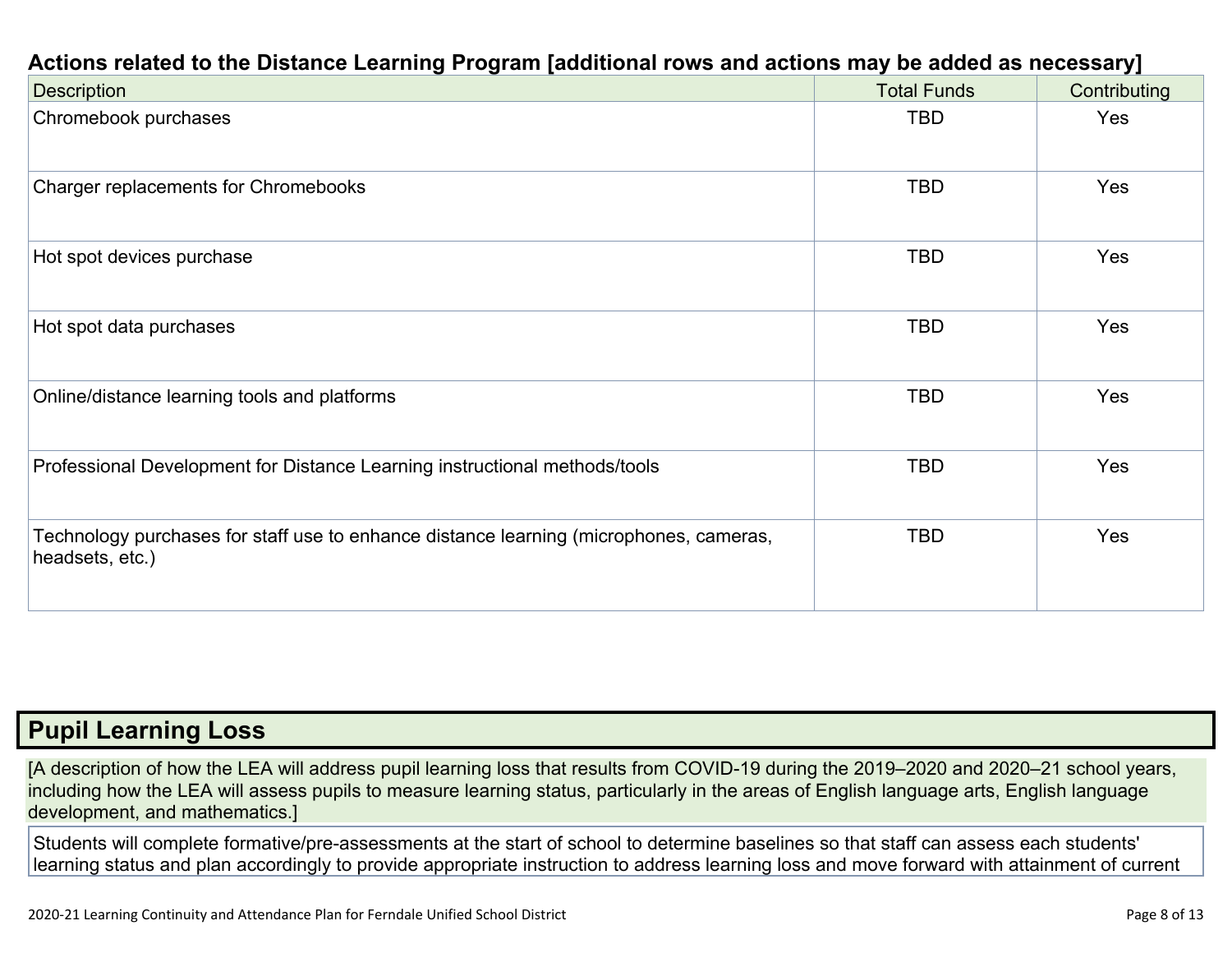### Actions related to the Distance Learning Program [additional rows and actions may be added as necessary]

| Description | Total Funds | Contributing |
| --- | --- | --- |
| Chromebook purchases | TBD | Yes |
| Charger replacements for Chromebooks | TBD | Yes |
| Hot spot devices purchase | TBD | Yes |
| Hot spot data purchases | TBD | Yes |
| Online/distance learning tools and platforms | TBD | Yes |
| Professional Development for Distance Learning instructional methods/tools | TBD | Yes |
| Technology purchases for staff use to enhance distance learning (microphones, cameras, headsets, etc.) | TBD | Yes |

## Pupil Learning Loss

[A description of how the LEA will address pupil learning loss that results from COVID-19 during the 2019–2020 and 2020–21 school years, including how the LEA will assess pupils to measure learning status, particularly in the areas of English language arts, English language development, and mathematics.]

Students will complete formative/pre-assessments at the start of school to determine baselines so that staff can assess each students' learning status and plan accordingly to provide appropriate instruction to address learning loss and move forward with attainment of current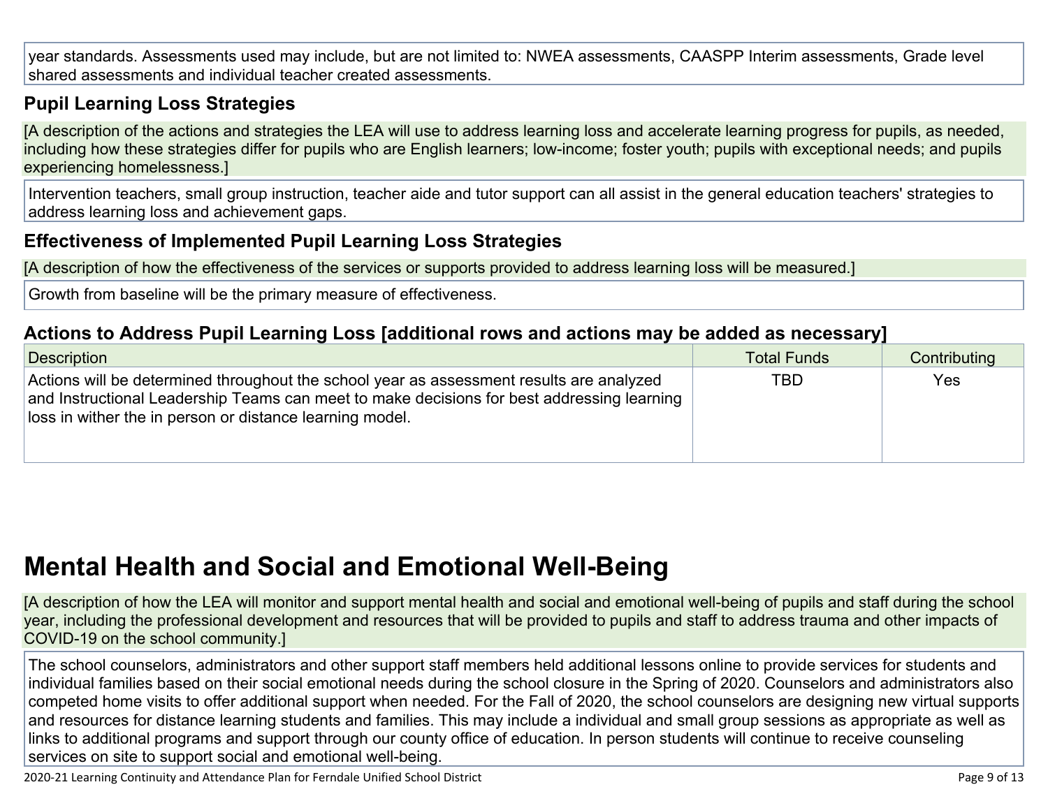year standards. Assessments used may include, but are not limited to: NWEA assessments, CAASPP Interim assessments, Grade level shared assessments and individual teacher created assessments.

### Pupil Learning Loss Strategies

[A description of the actions and strategies the LEA will use to address learning loss and accelerate learning progress for pupils, as needed, including how these strategies differ for pupils who are English learners; low-income; foster youth; pupils with exceptional needs; and pupils experiencing homelessness.]

Intervention teachers, small group instruction, teacher aide and tutor support can all assist in the general education teachers' strategies to address learning loss and achievement gaps.

### Effectiveness of Implemented Pupil Learning Loss Strategies

[A description of how the effectiveness of the services or supports provided to address learning loss will be measured.]

Growth from baseline will be the primary measure of effectiveness.

### Actions to Address Pupil Learning Loss [additional rows and actions may be added as necessary]

| Description | Total Funds | Contributing |
| --- | --- | --- |
| Actions will be determined throughout the school year as assessment results are analyzed and Instructional Leadership Teams can meet to make decisions for best addressing learning loss in wither the in person or distance learning model. | TBD | Yes |

# Mental Health and Social and Emotional Well-Being

[A description of how the LEA will monitor and support mental health and social and emotional well-being of pupils and staff during the school year, including the professional development and resources that will be provided to pupils and staff to address trauma and other impacts of COVID-19 on the school community.]

The school counselors, administrators and other support staff members held additional lessons online to provide services for students and individual families based on their social emotional needs during the school closure in the Spring of 2020. Counselors and administrators also competed home visits to offer additional support when needed. For the Fall of 2020, the school counselors are designing new virtual supports and resources for distance learning students and families. This may include a individual and small group sessions as appropriate as well as links to additional programs and support through our county office of education. In person students will continue to receive counseling services on site to support social and emotional well-being.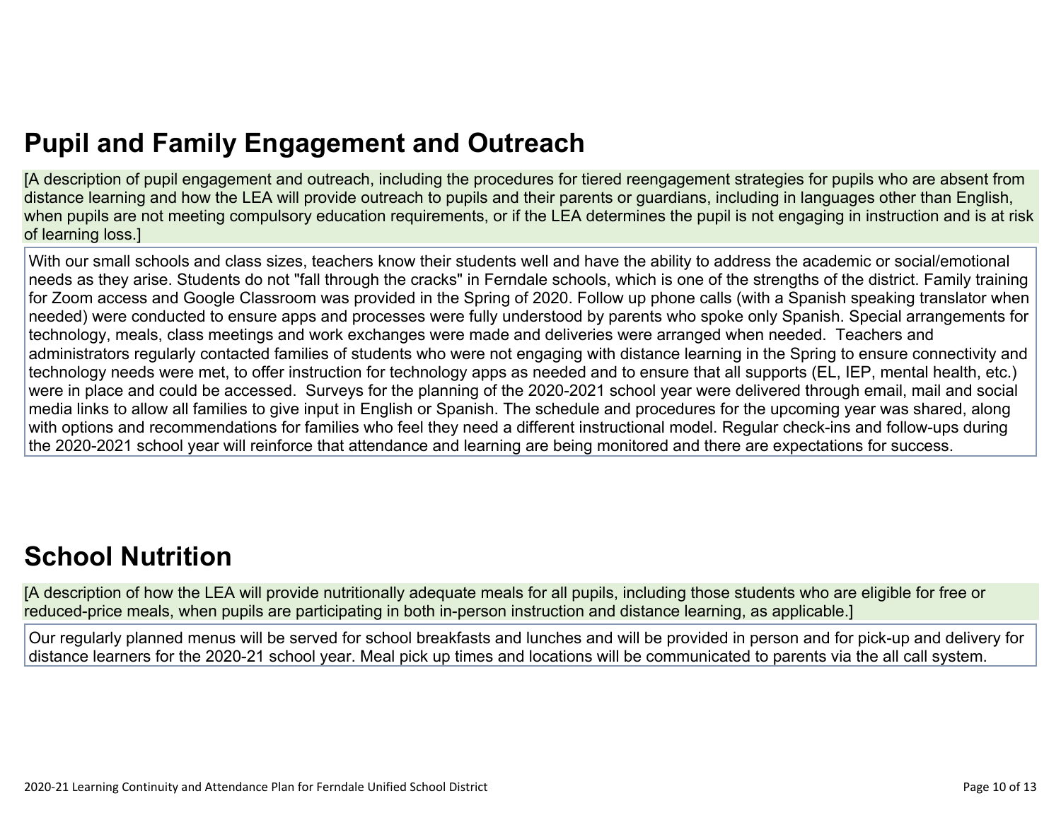# Pupil and Family Engagement and Outreach

[A description of pupil engagement and outreach, including the procedures for tiered reengagement strategies for pupils who are absent from distance learning and how the LEA will provide outreach to pupils and their parents or guardians, including in languages other than English, when pupils are not meeting compulsory education requirements, or if the LEA determines the pupil is not engaging in instruction and is at risk of learning loss.]

With our small schools and class sizes, teachers know their students well and have the ability to address the academic or social/emotional needs as they arise. Students do not "fall through the cracks" in Ferndale schools, which is one of the strengths of the district. Family training for Zoom access and Google Classroom was provided in the Spring of 2020. Follow up phone calls (with a Spanish speaking translator when needed) were conducted to ensure apps and processes were fully understood by parents who spoke only Spanish. Special arrangements for technology, meals, class meetings and work exchanges were made and deliveries were arranged when needed. Teachers and administrators regularly contacted families of students who were not engaging with distance learning in the Spring to ensure connectivity and technology needs were met, to offer instruction for technology apps as needed and to ensure that all supports (EL, IEP, mental health, etc.) were in place and could be accessed. Surveys for the planning of the 2020-2021 school year were delivered through email, mail and social media links to allow all families to give input in English or Spanish. The schedule and procedures for the upcoming year was shared, along with options and recommendations for families who feel they need a different instructional model. Regular check-ins and follow-ups during the 2020-2021 school year will reinforce that attendance and learning are being monitored and there are expectations for success.

# School Nutrition

[A description of how the LEA will provide nutritionally adequate meals for all pupils, including those students who are eligible for free or reduced-price meals, when pupils are participating in both in-person instruction and distance learning, as applicable.]

Our regularly planned menus will be served for school breakfasts and lunches and will be provided in person and for pick-up and delivery for distance learners for the 2020-21 school year. Meal pick up times and locations will be communicated to parents via the all call system.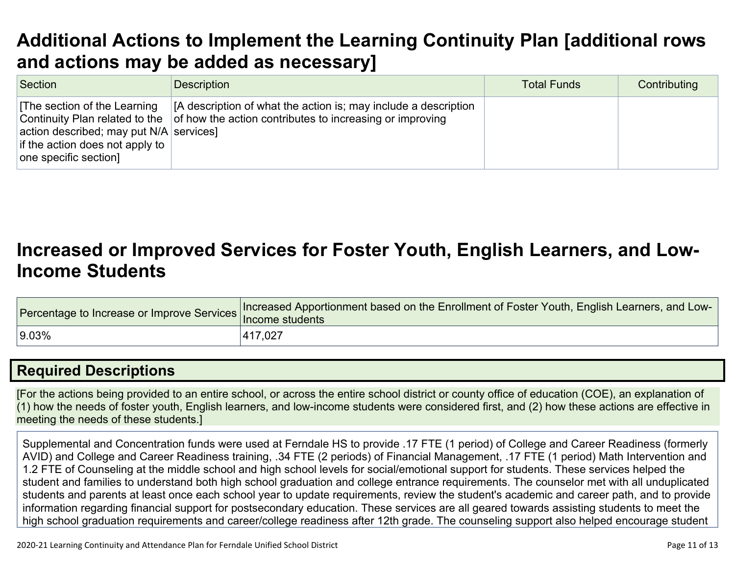# Additional Actions to Implement the Learning Continuity Plan [additional rows and actions may be added as necessary]

| Section | Description | Total Funds | Contributing |
|---|---|---|---|
| [The section of the Learning Continuity Plan related to the action described; may put N/A if the action does not apply to one specific section] | [A description of what the action is; may include a description of how the action contributes to increasing or improving services] | | |

# Increased or Improved Services for Foster Youth, English Learners, and Low-Income Students

| Percentage to Increase or Improve Services | Increased Apportionment based on the Enrollment of Foster Youth, English Learners, and Low-Income students |
|---|---|
| 9.03% | 417,027 |

## Required Descriptions

[For the actions being provided to an entire school, or across the entire school district or county office of education (COE), an explanation of (1) how the needs of foster youth, English learners, and low-income students were considered first, and (2) how these actions are effective in meeting the needs of these students.]

Supplemental and Concentration funds were used at Ferndale HS to provide .17 FTE (1 period) of College and Career Readiness (formerly AVID) and College and Career Readiness training, .34 FTE (2 periods) of Financial Management, .17 FTE (1 period) Math Intervention and 1.2 FTE of Counseling at the middle school and high school levels for social/emotional support for students. These services helped the student and families to understand both high school graduation and college entrance requirements. The counselor met with all unduplicated students and parents at least once each school year to update requirements, review the student's academic and career path, and to provide information regarding financial support for postsecondary education. These services are all geared towards assisting students to meet the high school graduation requirements and career/college readiness after 12th grade. The counseling support also helped encourage student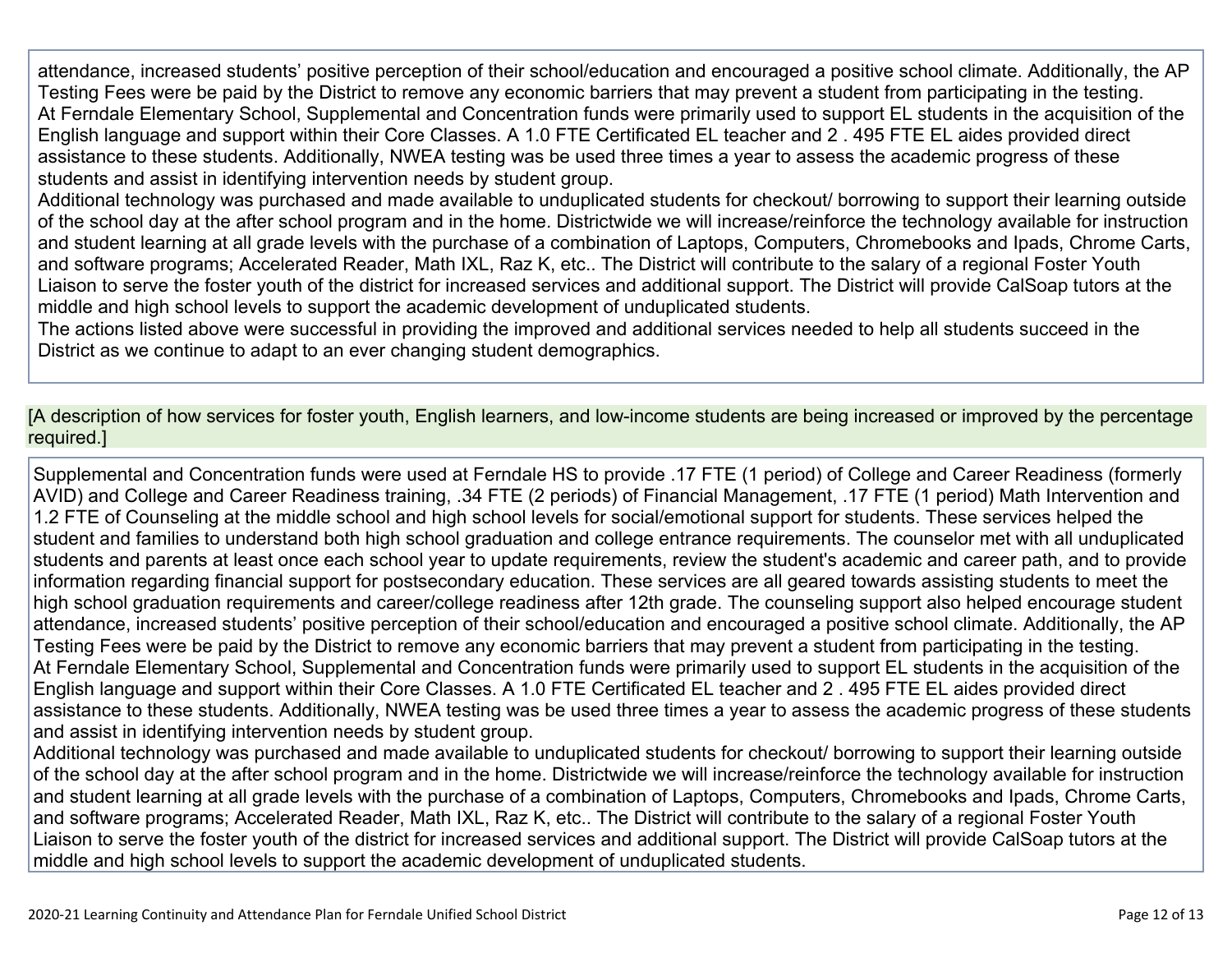attendance, increased students' positive perception of their school/education and encouraged a positive school climate. Additionally, the AP Testing Fees were be paid by the District to remove any economic barriers that may prevent a student from participating in the testing.
At Ferndale Elementary School, Supplemental and Concentration funds were primarily used to support EL students in the acquisition of the English language and support within their Core Classes. A 1.0 FTE Certificated EL teacher and 2 . 495 FTE EL aides provided direct assistance to these students. Additionally, NWEA testing was be used three times a year to assess the academic progress of these students and assist in identifying intervention needs by student group.
Additional technology was purchased and made available to unduplicated students for checkout/ borrowing to support their learning outside of the school day at the after school program and in the home. Districtwide we will increase/reinforce the technology available for instruction and student learning at all grade levels with the purchase of a combination of Laptops, Computers, Chromebooks and Ipads, Chrome Carts, and software programs; Accelerated Reader, Math IXL, Raz K, etc.. The District will contribute to the salary of a regional Foster Youth Liaison to serve the foster youth of the district for increased services and additional support. The District will provide CalSoap tutors at the middle and high school levels to support the academic development of unduplicated students.
The actions listed above were successful in providing the improved and additional services needed to help all students succeed in the District as we continue to adapt to an ever changing student demographics.

[A description of how services for foster youth, English learners, and low-income students are being increased or improved by the percentage required.]

Supplemental and Concentration funds were used at Ferndale HS to provide .17 FTE (1 period) of College and Career Readiness (formerly AVID) and College and Career Readiness training, .34 FTE (2 periods) of Financial Management, .17 FTE (1 period) Math Intervention and 1.2 FTE of Counseling at the middle school and high school levels for social/emotional support for students. These services helped the student and families to understand both high school graduation and college entrance requirements. The counselor met with all unduplicated students and parents at least once each school year to update requirements, review the student's academic and career path, and to provide information regarding financial support for postsecondary education. These services are all geared towards assisting students to meet the high school graduation requirements and career/college readiness after 12th grade. The counseling support also helped encourage student attendance, increased students' positive perception of their school/education and encouraged a positive school climate. Additionally, the AP Testing Fees were be paid by the District to remove any economic barriers that may prevent a student from participating in the testing.
At Ferndale Elementary School, Supplemental and Concentration funds were primarily used to support EL students in the acquisition of the English language and support within their Core Classes. A 1.0 FTE Certificated EL teacher and 2 . 495 FTE EL aides provided direct assistance to these students. Additionally, NWEA testing was be used three times a year to assess the academic progress of these students and assist in identifying intervention needs by student group.
Additional technology was purchased and made available to unduplicated students for checkout/ borrowing to support their learning outside of the school day at the after school program and in the home. Districtwide we will increase/reinforce the technology available for instruction and student learning at all grade levels with the purchase of a combination of Laptops, Computers, Chromebooks and Ipads, Chrome Carts, and software programs; Accelerated Reader, Math IXL, Raz K, etc.. The District will contribute to the salary of a regional Foster Youth Liaison to serve the foster youth of the district for increased services and additional support. The District will provide CalSoap tutors at the middle and high school levels to support the academic development of unduplicated students.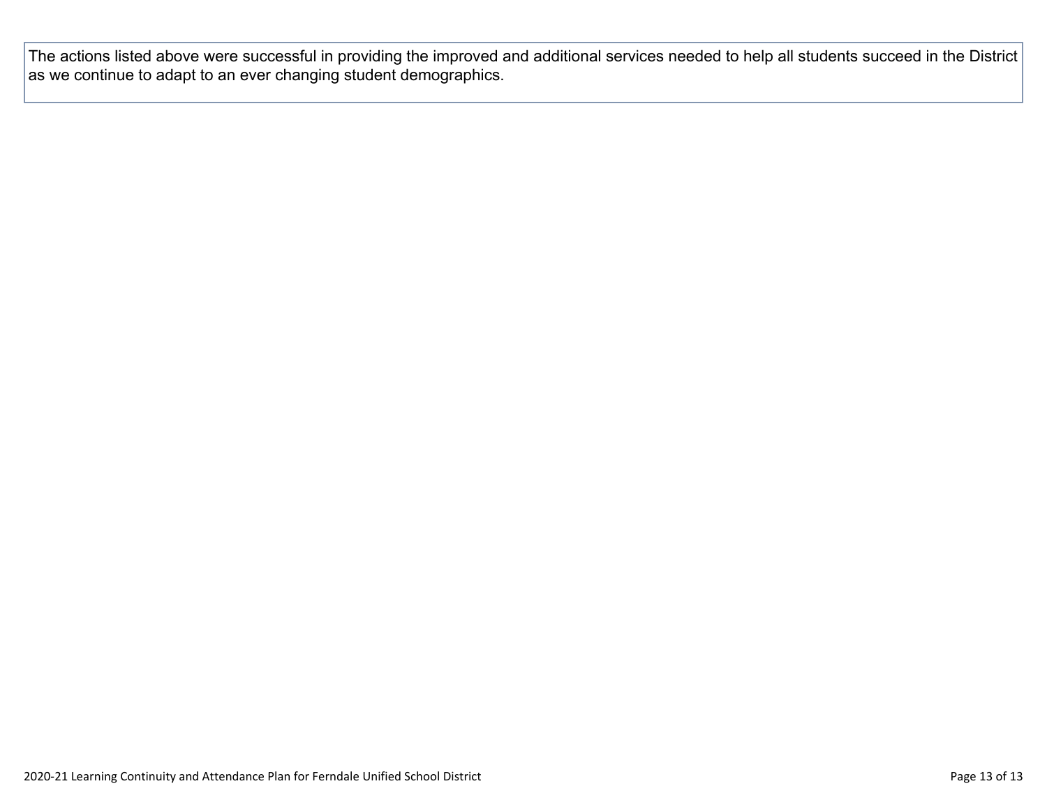The actions listed above were successful in providing the improved and additional services needed to help all students succeed in the District as we continue to adapt to an ever changing student demographics.